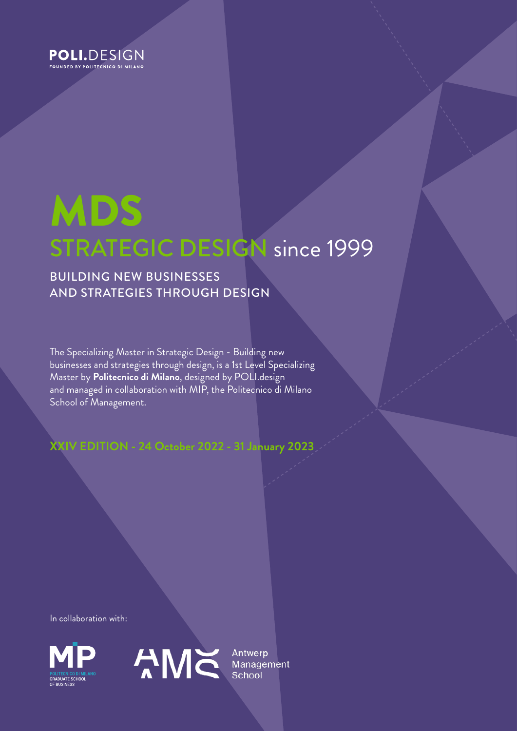POLI.DESIGN
FOUNDED BY POLITECNICO DI MILANO

# MDS

## STRATEGIC DESIGN since 1999

### BUILDING NEW BUSINESSES AND STRATEGIES THROUGH DESIGN

The Specializing Master in Strategic Design - Building new businesses and strategies through design, is a 1st Level Specializing Master by **Politecnico di Milano**, designed by POLI.design and managed in collaboration with MIP, the Politecnico di Milano School of Management.

**XXIV EDITION - 24 October 2022 - 31 January 2023**

In collaboration with:

MIP POLITECNICO DI MILANO GRADUATE SCHOOL OF BUSINESS

AMS Antwerp Management School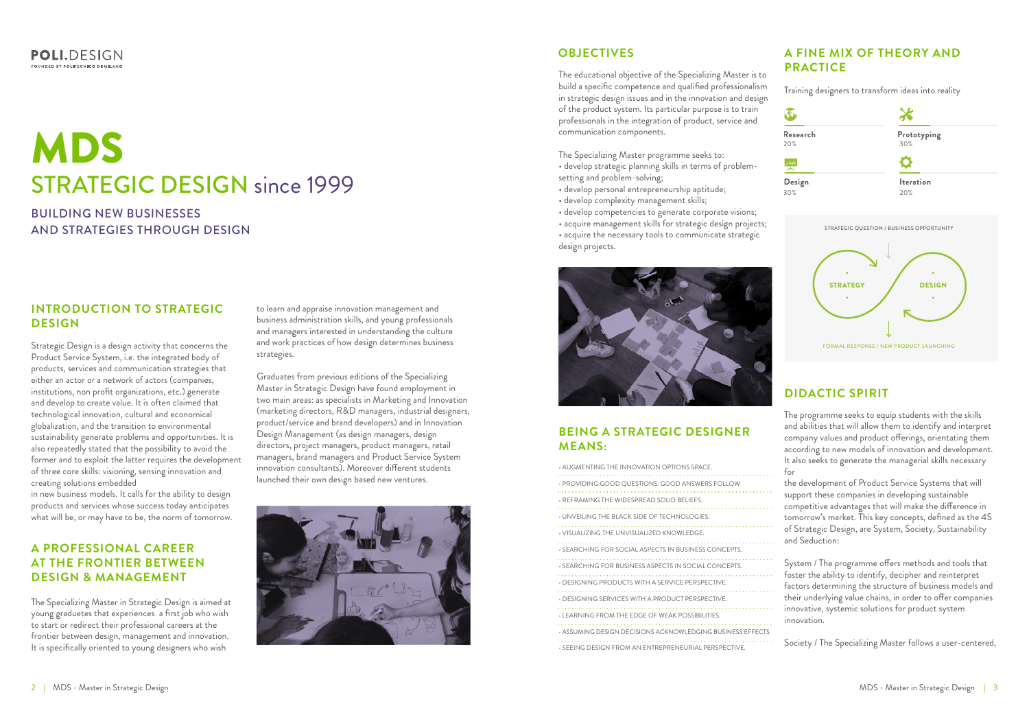POLI.DESIGN
FOUNDED BY POLITECNICO DI MILANO

# MDS
# STRATEGIC DESIGN since 1999

## BUILDING NEW BUSINESSES AND STRATEGIES THROUGH DESIGN

## INTRODUCTION TO STRATEGIC DESIGN

Strategic Design is a design activity that concerns the Product Service System, i.e. the integrated body of products, services and communication strategies that either an actor or a network of actors (companies, institutions, non profit organizations, etc.) generate and develop to create value. It is often claimed that technological innovation, cultural and economical globalization, and the transition to environmental sustainability generate problems and opportunities. It is also repeatedly stated that the possibility to avoid the former and to exploit the latter requires the development of three core skills: visioning, sensing innovation and creating solutions embedded
in new business models. It calls for the ability to design products and services whose success today anticipates what will be, or may have to be, the norm of tomorrow.

## A PROFESSIONAL CAREER AT THE FRONTIER BETWEEN DESIGN & MANAGEMENT

The Specializing Master in Strategic Design is aimed at young graduetes that experiences a first job who wish to start or redirect their professional careers at the frontier between design, management and innovation. It is specifically oriented to young designers who wish to learn and appraise innovation management and business administration skills, and young professionals and managers interested in understanding the culture and work practices of how design determines business strategies.

Graduates from previous editions of the Specializing Master in Strategic Design have found employment in two main areas: as specialists in Marketing and Innovation (marketing directors, R&D managers, industrial designers, product/service and brand developers) and in Innovation Design Management (as design managers, design directors, project managers, product managers, retail managers, brand managers and Product Service System innovation consultants). Moreover different students launched their own design based new ventures.

## OBJECTIVES

The educational objective of the Specializing Master is to build a specific competence and qualified professionalism in strategic design issues and in the innovation and design of the product system. Its particular purpose is to train professionals in the integration of product, service and communication components.

The Specializing Master programme seeks to:
- develop strategic planning skills in terms of problem-setting and problem-solving;
- develop personal entrepreneurship aptitude;
- develop complexity management skills;
- develop competencies to generate corporate visions;
- acquire management skills for strategic design projects;
- acquire the necessary tools to communicate strategic design projects.

## BEING A STRATEGIC DESIGNER MEANS:

- AUGMENTING THE INNOVATION OPTIONS SPACE.
- PROVIDING GOOD QUESTIONS. GOOD ANSWERS FOLLOW
- REFRAMING THE WIDESPREAD SOLID BELIEFS.
- UNVEILING THE BLACK SIDE OF TECHNOLOGIES.
- VISUALIZING THE UNVISUALIZED KNOWLEDGE.
- SEARCHING FOR SOCIAL ASPECTS IN BUSINESS CONCEPTS.
- SEARCHING FOR BUSINESS ASPECTS IN SOCIAL CONCEPTS.
- DESIGNING PRODUCTS WITH A SERVICE PERSPECTIVE.
- DESIGNING SERVICES WITH A PRODUCT PERSPECTIVE.
- LEARNING FROM THE EDGE OF WEAK POSSIBILITIES.
- ASSUMING DESIGN DECISIONS ACKNOWLEDGING BUSINESS EFFECTS
- SEEING DESIGN FROM AN ENTREPRENEURIAL PERSPECTIVE.

## A FINE MIX OF THEORY AND PRACTICE

Training designers to transform ideas into reality

**Research** 20%
**Prototyping** 30%
**Design** 30%
**Iteration** 20%

STRATEGIC QUESTION / BUSINESS OPPORTUNITY
STRATEGY — DESIGN
FORMAL RESPONSE / NEW PRODUCT LAUNCHING

## DIDACTIC SPIRIT

The programme seeks to equip students with the skills and abilities that will allow them to identify and interpret company values and product offerings, orientating them according to new models of innovation and development. It also seeks to generate the managerial skills necessary for
the development of Product Service Systems that will support these companies in developing sustainable competitive advantages that will make the difference in tomorrow's market. This key concepts, defined as the 4S of Strategic Design, are System, Society, Sustainability and Seduction:

System / The programme offers methods and tools that foster the ability to identify, decipher and reinterpret factors determining the structure of business models and their underlying value chains, in order to offer companies innovative, systemic solutions for product system innovation.

Society / The Specializing Master follows a user-centered,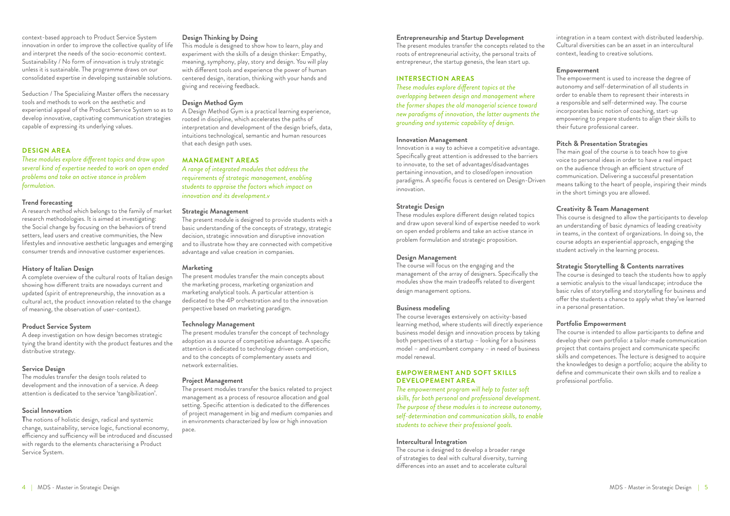context-based approach to Product Service System innovation in order to improve the collective quality of life and interpret the needs of the socio-economic context. Sustainability / No form of innovation is truly strategic unless it is sustainable. The programme draws on our consolidated expertise in developing sustainable solutions.

Seduction / The Specializing Master offers the necessary tools and methods to work on the aesthetic and experiential appeal of the Product Service System so as to develop innovative, captivating communication strategies capable of expressing its underlying values.

## DESIGN AREA

*These modules explore different topics and draw upon several kind of expertise needed to work on open ended problems and take an active stance in problem formulation.*

### Trend forecasting

A research method which belongs to the family of market research methodologies. It is aimed at investigating: the Social change by focusing on the behaviors of trend setters, lead users and creative communities, the New lifestyles and innovative aesthetic languages and emerging consumer trends and innovative customer experiences.

### History of Italian Design

A complete overview of the cultural roots of Italian design showing how different traits are nowadays current and updated (spirit of entrepreneurship, the innovation as a cultural act, the product innovation related to the change of meaning, the observation of user-context).

### Product Service System

A deep investigation on how design becomes strategic tying the brand identity with the product features and the distributive strategy.

### Service Design

The modules transfer the design tools related to development and the innovation of a service. A deep attention is dedicated to the service 'tangibilization'.

### Social Innovation

The notions of holistic design, radical and systemic change, sustainability, service logic, functional economy, efficiency and sufficiency will be introduced and discussed with regards to the elements characterising a Product Service System.

### Design Thinking by Doing

This module is designed to show how to learn, play and experiment with the skills of a design thinker: Empathy, meaning, symphony, play, story and design. You will play with different tools and experience the power of human centered design, iteration, thinking with your hands and giving and receiving feedback.

### Design Method Gym

A Design Method Gym is a practical learning experience, rooted in discipline, which accelerates the paths of interpretation and development of the design briefs, data, intuitions technological, semantic and human resources that each design path uses.

## MANAGEMENT AREAS

*A range of integrated modules that address the requirements of strategic management, enabling students to appraise the factors which impact on innovation and its development.v*

### Strategic Management

The present module is designed to provide students with a basic understanding of the concepts of strategy, strategic decision, strategic innovation and disruptive innovation and to illustrate how they are connected with competitive advantage and value creation in companies.

### Marketing

The present modules transfer the main concepts about the marketing process, marketing organization and marketing analytical tools. A particular attention is dedicated to the 4P orchestration and to the innovation perspective based on marketing paradigm.

### Technology Management

The present modules transfer the concept of technology adoption as a source of competitive advantage. A specific attention is dedicated to technology driven competition, and to the concepts of complementary assets and network externalities.

### Project Management

The present modules transfer the basics related to project management as a process of resource allocation and goal setting. Specific attention is dedicated to the differences of project management in big and medium companies and in environments characterized by low or high innovation pace.

### Entrepreneurship and Startup Development

The present modules transfer the concepts related to the roots of entrepreneurial activity, the personal traits of entrepreneur, the startup genesis, the lean start up.

## INTERSECTION AREAS

*These modules explore different topics at the overlapping between design and management where the former shapes the old managerial science toward new paradigms of innovation, the latter augments the grounding and systemic capability of design.*

### Innovation Management

Innovation is a way to achieve a competitive advantage. Specifically great attention is addressed to the barriers to innovate, to the set of advantages/disadvantages pertaining innovation, and to closed/open innovation paradigms. A specific focus is centered on Design-Driven innovation.

### Strategic Design

These modules explore different design related topics and draw upon several kind of expertise needed to work on open ended problems and take an active stance in problem formulation and strategic proposition.

### Design Management

The course will focus on the engaging and the management of the array of designers. Specifically the modules show the main tradeoffs related to divergent design management options.

### Business modeling

The course leverages extensively on activity-based learning method, where students will directly experience business model design and innovation process by taking both perspectives of a startup – looking for a business model – and incumbent company – in need of business model renewal.

## EMPOWERMENT AND SOFT SKILLS DEVELOPEMENT AREA

*The empowerment program will help to foster soft skills, for both personal and professional development. The purpose of these modules is to increase autonomy, self-determination and communication skills, to enable students to achieve their professional goals.*

### Intercultural Integration

The course is designed to develop a broader range of strategies to deal with cultural diversity, turning differences into an asset and to accelerate cultural integration in a team context with distributed leadership. Cultural diversities can be an asset in an intercultural context, leading to creative solutions.

### Empowerment

The empowerment is used to increase the degree of autonomy and self-determination of all students in order to enable them to represent their interests in a responsible and self-determined way. The course incorporates basic notion of coaching, start-up empowering to prepare students to align their skills to their future professional career.

### Pitch & Presentation Strategies

The main goal of the course is to teach how to give voice to personal ideas in order to have a real impact on the audience through an efficient structure of communication. Delivering a successful presentation means talking to the heart of people, inspiring their minds in the short timings you are allowed.

### Creativity & Team Management

This course is designed to allow the participants to develop an understanding of basic dynamics of leading creativity in teams, in the context of organizations. In doing so, the course adopts an experiential approach, engaging the student actively in the learning process.

### Strategic Storytelling & Contents narratives

The course is desinged to teach the students how to apply a semiotic analysis to the visual landscape; introduce the basic rules of storytelling and storytelling for business and offer the students a chance to apply what they've learned in a personal presentation.

### Portfolio Empowerment

The course is intended to allow participants to define and develop their own portfolio: a tailor-made communication project that contains project and communicate specific skills and competences. The lecture is designed to acquire the knowledges to design a portfolio; acquire the ability to define and communicate their own skills and to realize a professional portfolio.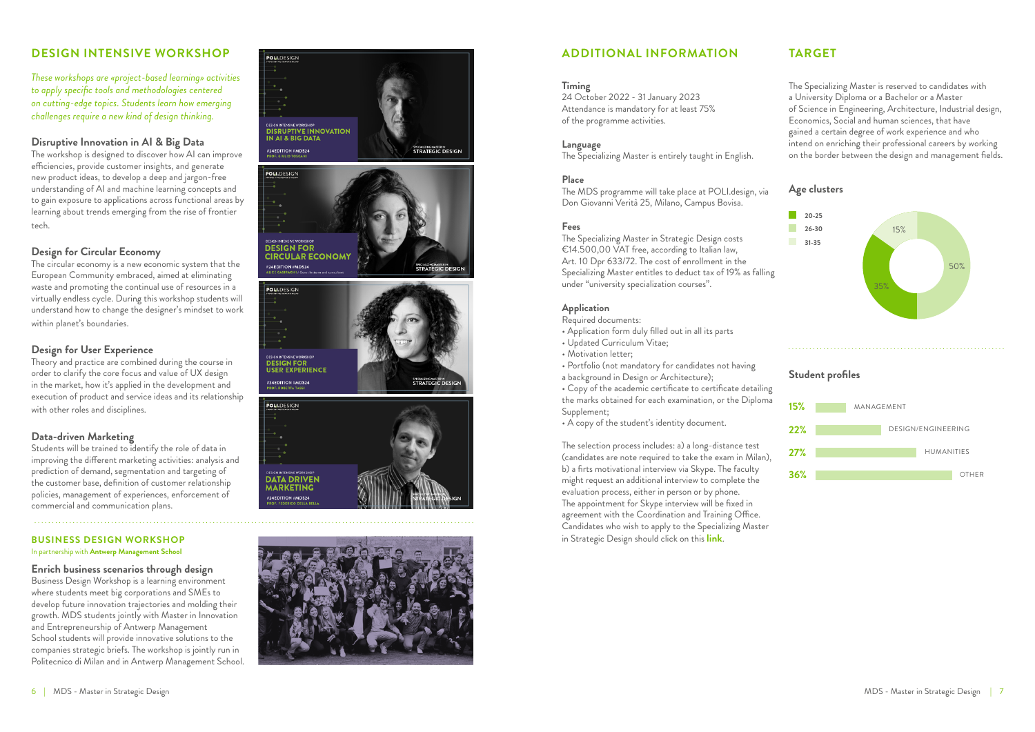## DESIGN INTENSIVE WORKSHOP

*These workshops are «project-based learning» activities to apply specific tools and methodologies centered on cutting-edge topics. Students learn how emerging challenges require a new kind of design thinking.*

### Disruptive Innovation in AI & Big Data

The workshop is designed to discover how AI can improve efficiencies, provide customer insights, and generate new product ideas, to develop a deep and jargon-free understanding of AI and machine learning concepts and to gain exposure to applications across functional areas by learning about trends emerging from the rise of frontier tech.

### Design for Circular Economy

The circular economy is a new economic system that the European Community embraced, aimed at eliminating waste and promoting the continual use of resources in a virtually endless cycle. During this workshop students will understand how to change the designer's mindset to work within planet's boundaries.

### Design for User Experience

Theory and practice are combined during the course in order to clarify the core focus and value of UX design in the market, how it's applied in the development and execution of product and service ideas and its relationship with other roles and disciplines.

### Data-driven Marketing

Students will be trained to identify the role of data in improving the different marketing activities: analysis and prediction of demand, segmentation and targeting of the customer base, definition of customer relationship policies, management of experiences, enforcement of commercial and communication plans.

## BUSINESS DESIGN WORKSHOP

In partnership with **Antwerp Management School**

### Enrich business scenarios through design

Business Design Workshop is a learning environment where students meet big corporations and SMEs to develop future innovation trajectories and molding their growth. MDS students jointly with Master in Innovation and Entrepreneurship of Antwerp Management School students will provide innovative solutions to the companies strategic briefs. The workshop is jointly run in Politecnico di Milan and in Antwerp Management School.

## ADDITIONAL INFORMATION

**Timing**
24 October 2022 - 31 January 2023
Attendance is mandatory for at least 75% of the programme activities.

**Language**
The Specializing Master is entirely taught in English.

**Place**
The MDS programme will take place at POLI.design, via Don Giovanni Verità 25, Milano, Campus Bovisa.

**Fees**
The Specializing Master in Strategic Design costs €14.500,00 VAT free, according to Italian law, Art. 10 Dpr 633/72. The cost of enrollment in the Specializing Master entitles to deduct tax of 19% as falling under "university specialization courses".

**Application**
Required documents:

- Application form duly filled out in all its parts
- Updated Curriculum Vitae;
- Motivation letter;
- Portfolio (not mandatory for candidates not having a background in Design or Architecture);
- Copy of the academic certificate to certificate detailing the marks obtained for each examination, or the Diploma Supplement;
- A copy of the student's identity document.

The selection process includes: a) a long-distance test (candidates are note required to take the exam in Milan), b) a firts motivational interview via Skype. The faculty might request an additional interview to complete the evaluation process, either in person or by phone. The appointment for Skype interview will be fixed in agreement with the Coordination and Training Office. Candidates who wish to apply to the Specializing Master in Strategic Design should click on this **link**.

## TARGET

The Specializing Master is reserved to candidates with a University Diploma or a Bachelor or a Master of Science in Engineering, Architecture, Industrial design, Economics, Social and human sciences, that have gained a certain degree of work experience and who intend on enriching their professional careers by working on the border between the design and management fields.

### Age clusters

| Age | % |
|---|---|
| 20-25 | 35% |
| 26-30 | 50% |
| 31-35 | 15% |

### Student profiles

| % | Profile |
|---|---|
| 15% | MANAGEMENT |
| 22% | DESIGN/ENGINEERING |
| 27% | HUMANITIES |
| 36% | OTHER |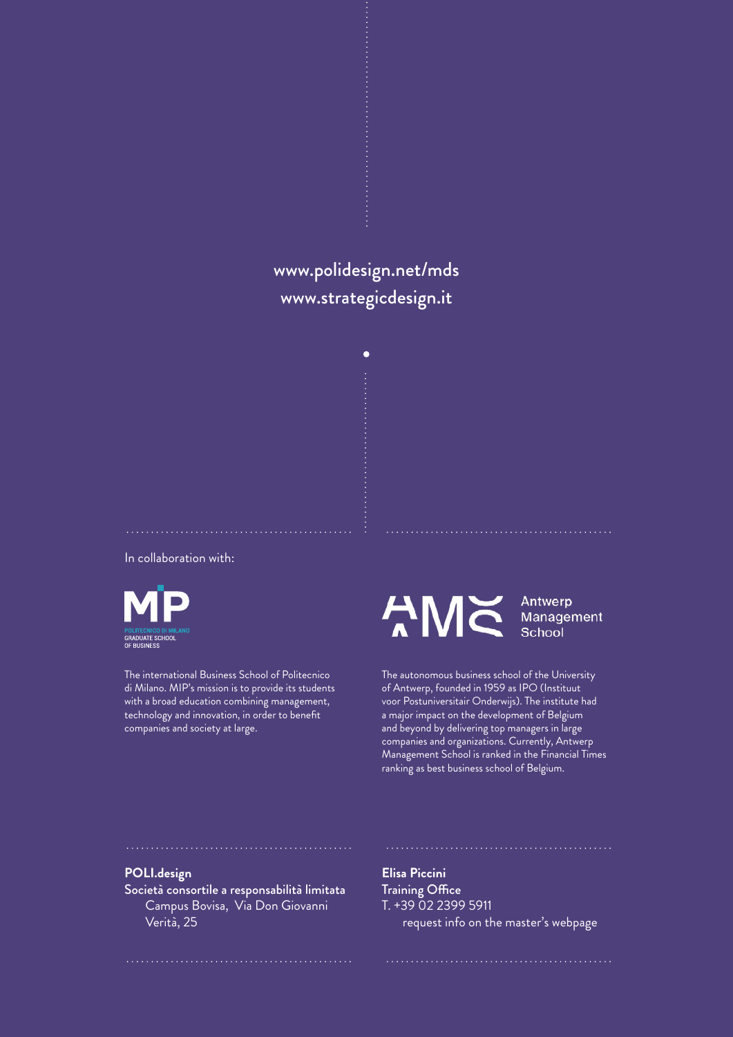www.polidesign.net/mds
www.strategicdesign.it

In collaboration with:

MIP
POLITECNICO DI MILANO
GRADUATE SCHOOL
OF BUSINESS

The international Business School of Politecnico di Milano. MIP's mission is to provide its students with a broad education combining management, technology and innovation, in order to benefit companies and society at large.

AMS Antwerp Management School

The autonomous business school of the University of Antwerp, founded in 1959 as IPO (Instituut voor Postuniversitair Onderwijs). The institute had a major impact on the development of Belgium and beyond by delivering top managers in large companies and organizations. Currently, Antwerp Management School is ranked in the Financial Times ranking as best business school of Belgium.

**POLI.design**
**Società consortile a responsabilità limitata**
Campus Bovisa, Via Don Giovanni Verità, 25

**Elisa Piccini**
**Training Office**
T. +39 02 2399 5911
request info on the master's webpage